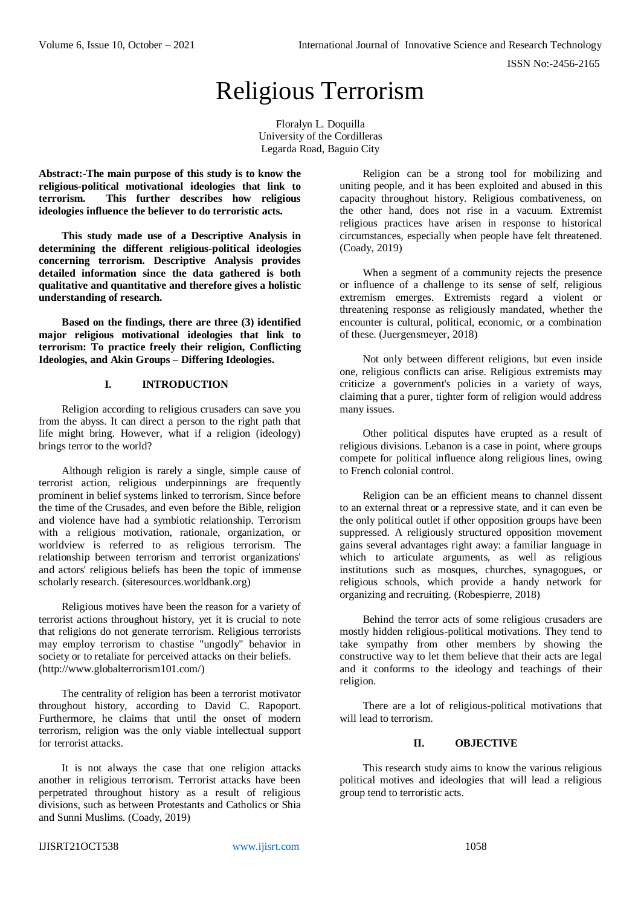# Religious Terrorism

Floralyn L. Doquilla
University of the Cordilleras
Legarda Road, Baguio City

**Abstract:-The main purpose of this study is to know the religious-political motivational ideologies that link to terrorism. This further describes how religious ideologies influence the believer to do terroristic acts.**

**This study made use of a Descriptive Analysis in determining the different religious-political ideologies concerning terrorism. Descriptive Analysis provides detailed information since the data gathered is both qualitative and quantitative and therefore gives a holistic understanding of research.**

**Based on the findings, there are three (3) identified major religious motivational ideologies that link to terrorism: To practice freely their religion, Conflicting Ideologies, and Akin Groups – Differing Ideologies.**

## I. INTRODUCTION

Religion according to religious crusaders can save you from the abyss. It can direct a person to the right path that life might bring. However, what if a religion (ideology) brings terror to the world?

Although religion is rarely a single, simple cause of terrorist action, religious underpinnings are frequently prominent in belief systems linked to terrorism. Since before the time of the Crusades, and even before the Bible, religion and violence have had a symbiotic relationship. Terrorism with a religious motivation, rationale, organization, or worldview is referred to as religious terrorism. The relationship between terrorism and terrorist organizations' and actors' religious beliefs has been the topic of immense scholarly research. (siteresources.worldbank.org)

Religious motives have been the reason for a variety of terrorist actions throughout history, yet it is crucial to note that religions do not generate terrorism. Religious terrorists may employ terrorism to chastise "ungodly" behavior in society or to retaliate for perceived attacks on their beliefs. (http://www.globalterrorism101.com/)

The centrality of religion has been a terrorist motivator throughout history, according to David C. Rapoport. Furthermore, he claims that until the onset of modern terrorism, religion was the only viable intellectual support for terrorist attacks.

It is not always the case that one religion attacks another in religious terrorism. Terrorist attacks have been perpetrated throughout history as a result of religious divisions, such as between Protestants and Catholics or Shia and Sunni Muslims. (Coady, 2019)

Religion can be a strong tool for mobilizing and uniting people, and it has been exploited and abused in this capacity throughout history. Religious combativeness, on the other hand, does not rise in a vacuum. Extremist religious practices have arisen in response to historical circumstances, especially when people have felt threatened. (Coady, 2019)

When a segment of a community rejects the presence or influence of a challenge to its sense of self, religious extremism emerges. Extremists regard a violent or threatening response as religiously mandated, whether the encounter is cultural, political, economic, or a combination of these. (Juergensmeyer, 2018)

Not only between different religions, but even inside one, religious conflicts can arise. Religious extremists may criticize a government's policies in a variety of ways, claiming that a purer, tighter form of religion would address many issues.

Other political disputes have erupted as a result of religious divisions. Lebanon is a case in point, where groups compete for political influence along religious lines, owing to French colonial control.

Religion can be an efficient means to channel dissent to an external threat or a repressive state, and it can even be the only political outlet if other opposition groups have been suppressed. A religiously structured opposition movement gains several advantages right away: a familiar language in which to articulate arguments, as well as religious institutions such as mosques, churches, synagogues, or religious schools, which provide a handy network for organizing and recruiting. (Robespierre, 2018)

Behind the terror acts of some religious crusaders are mostly hidden religious-political motivations. They tend to take sympathy from other members by showing the constructive way to let them believe that their acts are legal and it conforms to the ideology and teachings of their religion.

There are a lot of religious-political motivations that will lead to terrorism.

## II. OBJECTIVE

This research study aims to know the various religious political motives and ideologies that will lead a religious group tend to terroristic acts.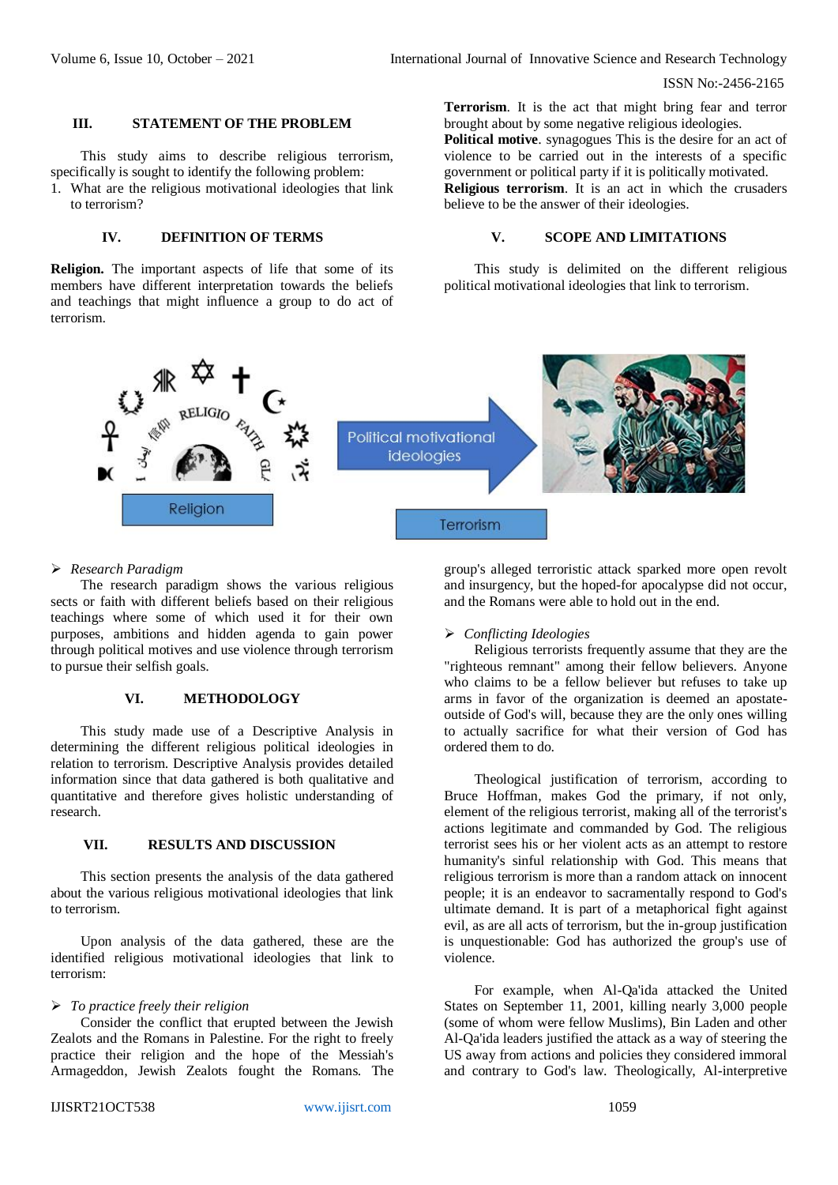## III. STATEMENT OF THE PROBLEM

This study aims to describe religious terrorism, specifically is sought to identify the following problem:

1. What are the religious motivational ideologies that link to terrorism?

## IV. DEFINITION OF TERMS

**Religion.** The important aspects of life that some of its members have different interpretation towards the beliefs and teachings that might influence a group to do act of terrorism.

**Terrorism**. It is the act that might bring fear and terror brought about by some negative religious ideologies.

**Political motive**. synagogues This is the desire for an act of violence to be carried out in the interests of a specific government or political party if it is politically motivated.

**Religious terrorism**. It is an act in which the crusaders believe to be the answer of their ideologies.

## V. SCOPE AND LIMITATIONS

This study is delimited on the different religious political motivational ideologies that link to terrorism.

Religion → Political motivational ideologies → Terrorism

- *Research Paradigm*

The research paradigm shows the various religious sects or faith with different beliefs based on their religious teachings where some of which used it for their own purposes, ambitions and hidden agenda to gain power through political motives and use violence through terrorism to pursue their selfish goals.

## VI. METHODOLOGY

This study made use of a Descriptive Analysis in determining the different religious political ideologies in relation to terrorism. Descriptive Analysis provides detailed information since that data gathered is both qualitative and quantitative and therefore gives holistic understanding of research.

## VII. RESULTS AND DISCUSSION

This section presents the analysis of the data gathered about the various religious motivational ideologies that link to terrorism.

Upon analysis of the data gathered, these are the identified religious motivational ideologies that link to terrorism:

- *To practice freely their religion*

Consider the conflict that erupted between the Jewish Zealots and the Romans in Palestine. For the right to freely practice their religion and the hope of the Messiah's Armageddon, Jewish Zealots fought the Romans. The group's alleged terroristic attack sparked more open revolt and insurgency, but the hoped-for apocalypse did not occur, and the Romans were able to hold out in the end.

- *Conflicting Ideologies*

Religious terrorists frequently assume that they are the "righteous remnant" among their fellow believers. Anyone who claims to be a fellow believer but refuses to take up arms in favor of the organization is deemed an apostate-outside of God's will, because they are the only ones willing to actually sacrifice for what their version of God has ordered them to do.

Theological justification of terrorism, according to Bruce Hoffman, makes God the primary, if not only, element of the religious terrorist, making all of the terrorist's actions legitimate and commanded by God. The religious terrorist sees his or her violent acts as an attempt to restore humanity's sinful relationship with God. This means that religious terrorism is more than a random attack on innocent people; it is an endeavor to sacramentally respond to God's ultimate demand. It is part of a metaphorical fight against evil, as are all acts of terrorism, but the in-group justification is unquestionable: God has authorized the group's use of violence.

For example, when Al-Qa'ida attacked the United States on September 11, 2001, killing nearly 3,000 people (some of whom were fellow Muslims), Bin Laden and other Al-Qa'ida leaders justified the attack as a way of steering the US away from actions and policies they considered immoral and contrary to God's law. Theologically, Al-interpretive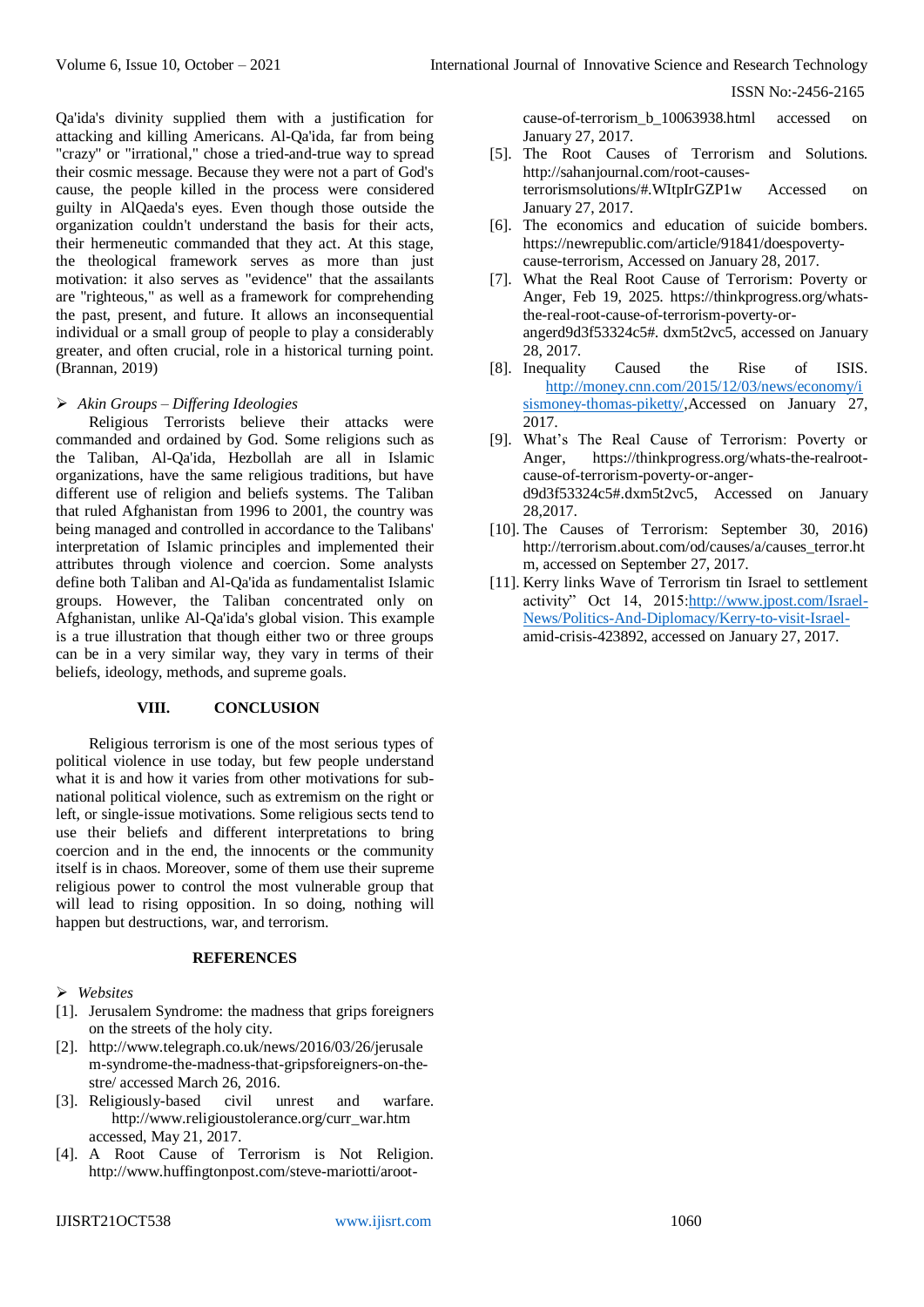Qa'ida's divinity supplied them with a justification for attacking and killing Americans. Al-Qa'ida, far from being "crazy" or "irrational," chose a tried-and-true way to spread their cosmic message. Because they were not a part of God's cause, the people killed in the process were considered guilty in AlQaeda's eyes. Even though those outside the organization couldn't understand the basis for their acts, their hermeneutic commanded that they act. At this stage, the theological framework serves as more than just motivation: it also serves as "evidence" that the assailants are "righteous," as well as a framework for comprehending the past, present, and future. It allows an inconsequential individual or a small group of people to play a considerably greater, and often crucial, role in a historical turning point. (Brannan, 2019)

➢ *Akin Groups – Differing Ideologies*

Religious Terrorists believe their attacks were commanded and ordained by God. Some religions such as the Taliban, Al-Qa'ida, Hezbollah are all in Islamic organizations, have the same religious traditions, but have different use of religion and beliefs systems. The Taliban that ruled Afghanistan from 1996 to 2001, the country was being managed and controlled in accordance to the Talibans' interpretation of Islamic principles and implemented their attributes through violence and coercion. Some analysts define both Taliban and Al-Qa'ida as fundamentalist Islamic groups. However, the Taliban concentrated only on Afghanistan, unlike Al-Qa'ida's global vision. This example is a true illustration that though either two or three groups can be in a very similar way, they vary in terms of their beliefs, ideology, methods, and supreme goals.

## VIII. CONCLUSION

Religious terrorism is one of the most serious types of political violence in use today, but few people understand what it is and how it varies from other motivations for sub-national political violence, such as extremism on the right or left, or single-issue motivations. Some religious sects tend to use their beliefs and different interpretations to bring coercion and in the end, the innocents or the community itself is in chaos. Moreover, some of them use their supreme religious power to control the most vulnerable group that will lead to rising opposition. In so doing, nothing will happen but destructions, war, and terrorism.

## REFERENCES

➢ *Websites*

[1]. Jerusalem Syndrome: the madness that grips foreigners on the streets of the holy city.

[2]. http://www.telegraph.co.uk/news/2016/03/26/jerusalem-syndrome-the-madness-that-gripsforeigners-on-the-stre/ accessed March 26, 2016.

[3]. Religiously-based civil unrest and warfare. http://www.religioustolerance.org/curr_war.htm accessed, May 21, 2017.

[4]. A Root Cause of Terrorism is Not Religion. http://www.huffingtonpost.com/steve-mariotti/aroot-cause-of-terrorism_b_10063938.html accessed on January 27, 2017.

[5]. The Root Causes of Terrorism and Solutions. http://sahanjournal.com/root-causes-terrorismsolutions/#.WItpIrGZP1w Accessed on January 27, 2017.

[6]. The economics and education of suicide bombers. https://newrepublic.com/article/91841/doespoverty-cause-terrorism, Accessed on January 28, 2017.

[7]. What the Real Root Cause of Terrorism: Poverty or Anger, Feb 19, 2025. https://thinkprogress.org/whats-the-real-root-cause-of-terrorism-poverty-or-angerd9d3f53324c5#. dxm5t2vc5, accessed on January 28, 2017.

[8]. Inequality Caused the Rise of ISIS. http://money.cnn.com/2015/12/03/news/economy/isismoney-thomas-piketty/,Accessed on January 27, 2017.

[9]. What's The Real Cause of Terrorism: Poverty or Anger, https://thinkprogress.org/whats-the-realroot-cause-of-terrorism-poverty-or-anger-d9d3f53324c5#.dxm5t2vc5, Accessed on January 28,2017.

[10]. The Causes of Terrorism: September 30, 2016) http://terrorism.about.com/od/causes/a/causes_terror.htm, accessed on September 27, 2017.

[11]. Kerry links Wave of Terrorism tin Israel to settlement activity" Oct 14, 2015:http://www.jpost.com/Israel-News/Politics-And-Diplomacy/Kerry-to-visit-Israel-amid-crisis-423892, accessed on January 27, 2017.